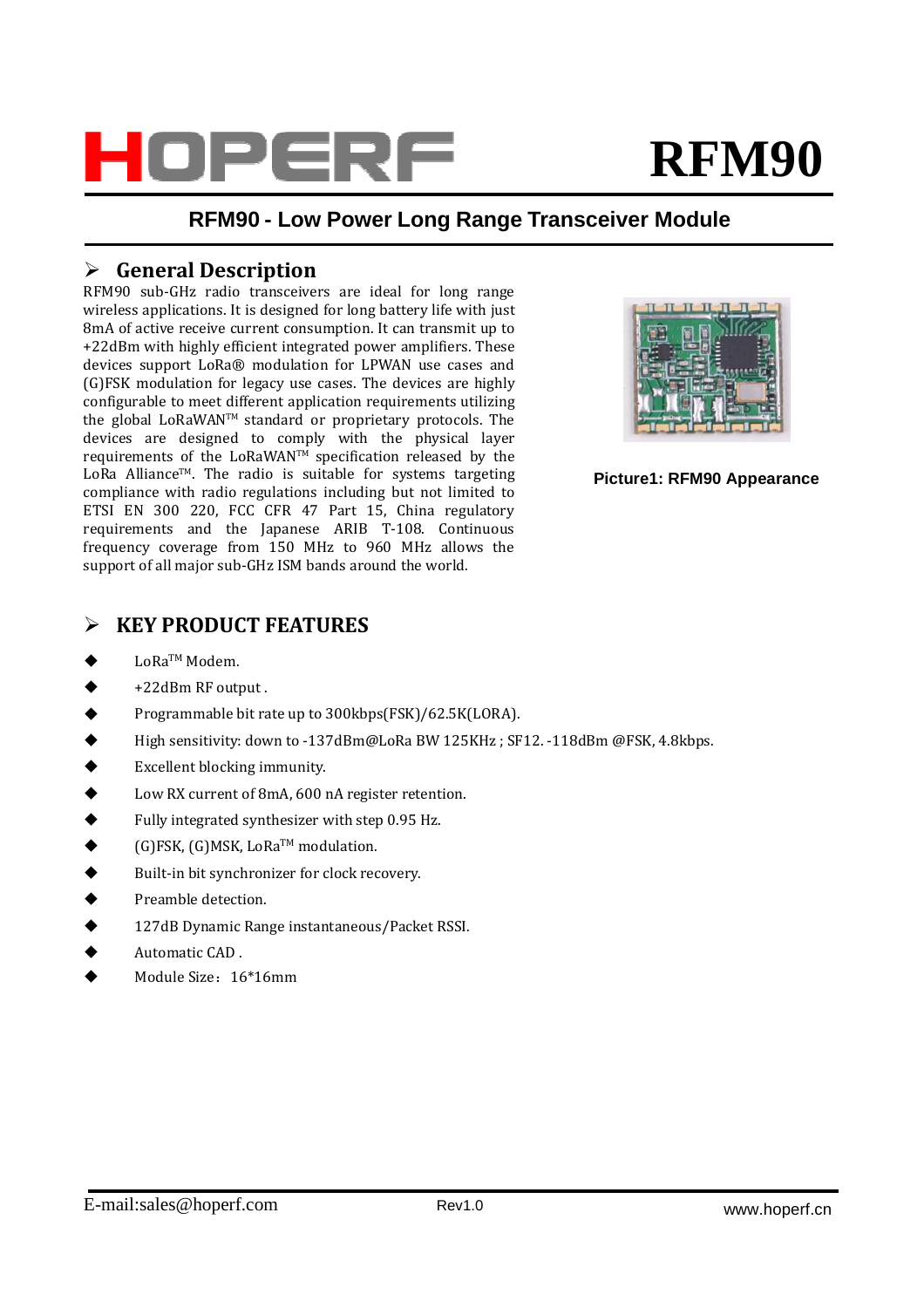# RFM90

## RFM90 - Low Power Long Range Transceiver Module

## General Description

RFM90 sub-GHz radio transceivers are ideal for long range wireless applications. It is designed for long battery life with just 8mA of active receive current consumption. It can transmit up to +22dBm with highly efficient integrated power amplifiers. These devices support LoRa® modulation for LPWAN use cases and (G)FSK modulation for legacy use cases. The devices are highly configurable to meet different application requirements utilizing the global LoRaWAN™ standard or proprietary protocols. The devices are designed to comply with the physical layer requirements of the LoRaWAN™ specification released by the LoRa Alliance™. The radio is suitable for systems targeting compliance with radio regulations including but not limited to ETSI EN 300 220, FCC CFR 47 Part 15, China regulatory requirements and the Japanese ARIB T-108. Continuous frequency coverage from 150 MHz to 960 MHz allows the support of all major sub-GHz ISM bands around the world.

**Picture1: RFM90 Appearance**

## KEY PRODUCT FEATURES

- LoRa™ Modem.
- +22dBm RF output .
- Programmable bit rate up to 300kbps(FSK)/62.5K(LORA).
- High sensitivity: down to -137dBm@LoRa BW 125KHz ; SF12. -118dBm @FSK, 4.8kbps.
- Excellent blocking immunity.
- Low RX current of 8mA, 600 nA register retention.
- Fully integrated synthesizer with step 0.95 Hz.
- (G)FSK, (G)MSK, LoRa™ modulation.
- Built-in bit synchronizer for clock recovery.
- Preamble detection.
- 127dB Dynamic Range instantaneous/Packet RSSI.
- Automatic CAD .
- Module Size：16*16mm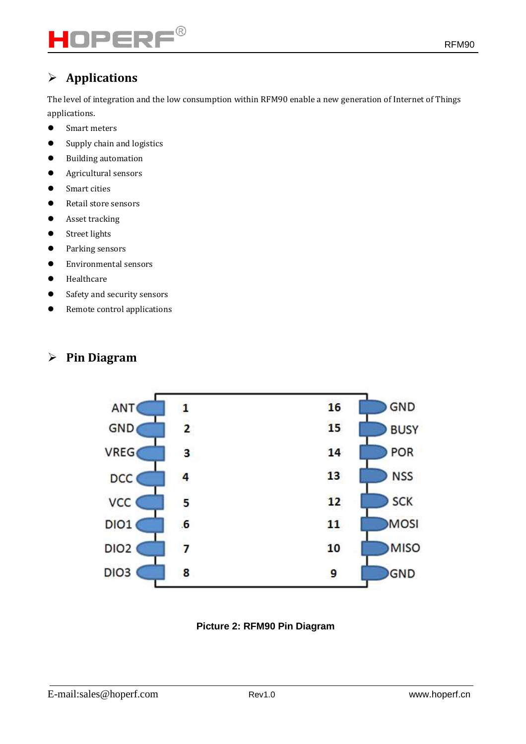## Applications

The level of integration and the low consumption within RFM90 enable a new generation of Internet of Things applications.

- Smart meters
- Supply chain and logistics
- Building automation
- Agricultural sensors
- Smart cities
- Retail store sensors
- Asset tracking
- Street lights
- Parking sensors
- Environmental sensors
- Healthcare
- Safety and security sensors
- Remote control applications

## Pin Diagram

| Pin Name | Pin | Pin | Pin Name |
|---|---|---|---|
| ANT | 1 | 16 | GND |
| GND | 2 | 15 | BUSY |
| VREG | 3 | 14 | POR |
| DCC | 4 | 13 | NSS |
| VCC | 5 | 12 | SCK |
| DIO1 | 6 | 11 | MOSI |
| DIO2 | 7 | 10 | MISO |
| DIO3 | 8 | 9 | GND |

**Picture 2: RFM90 Pin Diagram**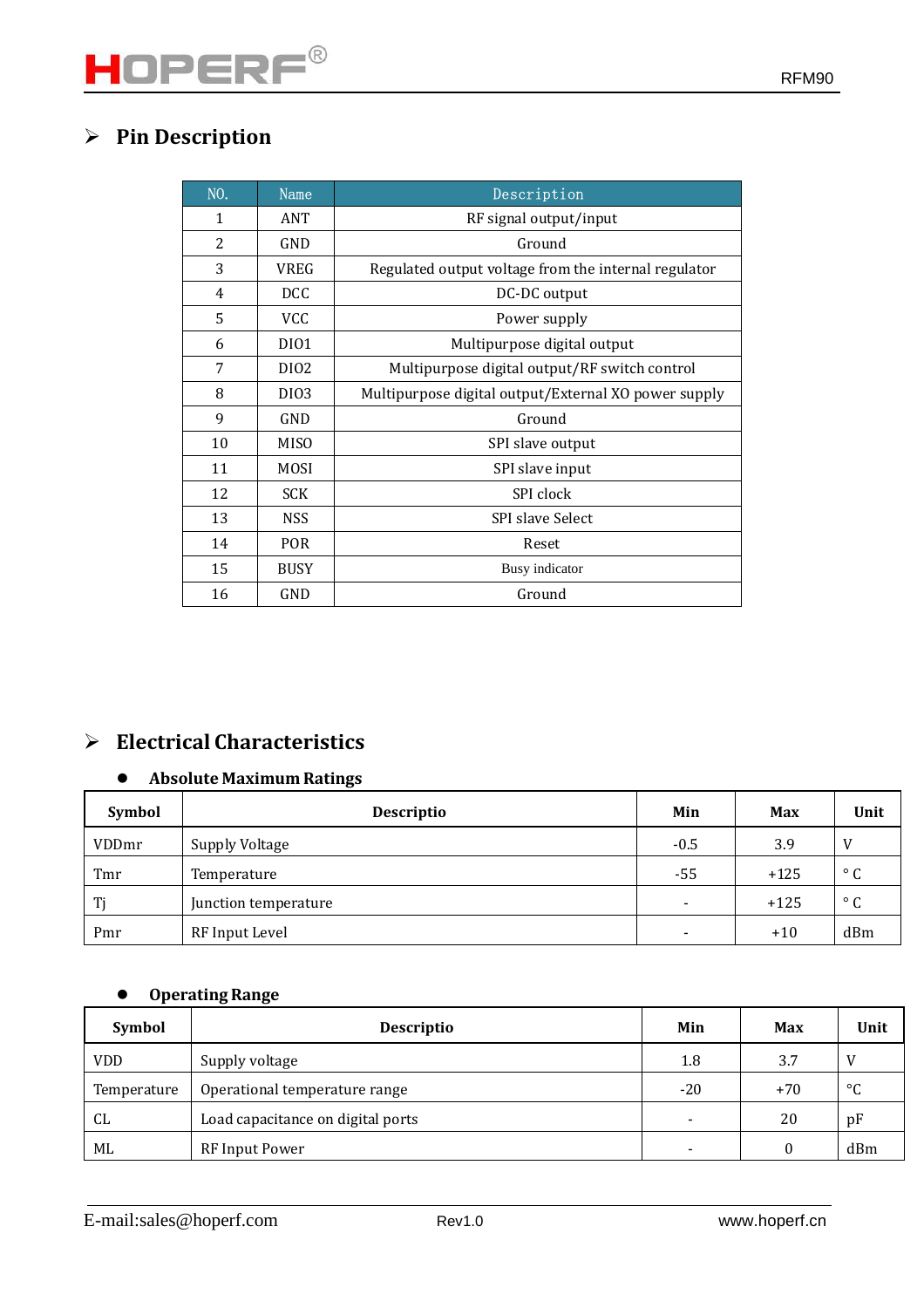## Pin Description

| NO. | Name | Description |
|---|---|---|
| 1 | ANT | RF signal output/input |
| 2 | GND | Ground |
| 3 | VREG | Regulated output voltage from the internal regulator |
| 4 | DCC | DC-DC output |
| 5 | VCC | Power supply |
| 6 | DIO1 | Multipurpose digital output |
| 7 | DIO2 | Multipurpose digital output/RF switch control |
| 8 | DIO3 | Multipurpose digital output/External XO power supply |
| 9 | GND | Ground |
| 10 | MISO | SPI slave output |
| 11 | MOSI | SPI slave input |
| 12 | SCK | SPI clock |
| 13 | NSS | SPI slave Select |
| 14 | POR | Reset |
| 15 | BUSY | Busy indicator |
| 16 | GND | Ground |

## Electrical Characteristics

- **Absolute Maximum Ratings**

| Symbol | Descriptio | Min | Max | Unit |
|---|---|---|---|---|
| VDDmr | Supply Voltage | -0.5 | 3.9 | V |
| Tmr | Temperature | -55 | +125 | ° C |
| Tj | Junction temperature | - | +125 | ° C |
| Pmr | RF Input Level | - | +10 | dBm |

- **Operating Range**

| Symbol | Descriptio | Min | Max | Unit |
|---|---|---|---|---|
| VDD | Supply voltage | 1.8 | 3.7 | V |
| Temperature | Operational temperature range | -20 | +70 | °C |
| CL | Load capacitance on digital ports | - | 20 | pF |
| ML | RF Input Power | - | 0 | dBm |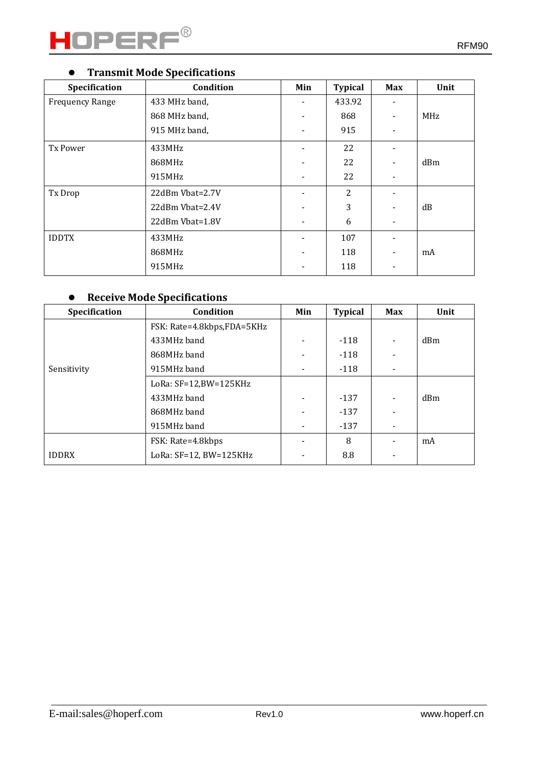- **Transmit Mode Specifications**

| Specification | Condition | Min | Typical | Max | Unit |
|---|---|---|---|---|---|
| Frequency Range | 433 MHz band, | - | 433.92 | - | MHz |
| | 868 MHz band, | - | 868 | - | |
| | 915 MHz band, | - | 915 | - | |
| Tx Power | 433MHz | - | 22 | - | dBm |
| | 868MHz | - | 22 | - | |
| | 915MHz | - | 22 | - | |
| Tx Drop | 22dBm Vbat=2.7V | - | 2 | - | dB |
| | 22dBm Vbat=2.4V | - | 3 | - | |
| | 22dBm Vbat=1.8V | - | 6 | - | |
| IDDTX | 433MHz | - | 107 | - | mA |
| | 868MHz | - | 118 | - | |
| | 915MHz | - | 118 | - | |

- **Receive Mode Specifications**

| Specification | Condition | Min | Typical | Max | Unit |
|---|---|---|---|---|---|
| Sensitivity | FSK: Rate=4.8kbps,FDA=5KHz | | | | |
| | 433MHz band | - | -118 | - | dBm |
| | 868MHz band | - | -118 | - | |
| | 915MHz band | - | -118 | - | |
| | LoRa: SF=12,BW=125KHz | | | | |
| | 433MHz band | - | -137 | - | dBm |
| | 868MHz band | - | -137 | - | |
| | 915MHz band | - | -137 | - | |
| IDDRX | FSK: Rate=4.8kbps | - | 8 | - | mA |
| | LoRa: SF=12, BW=125KHz | - | 8.8 | - | |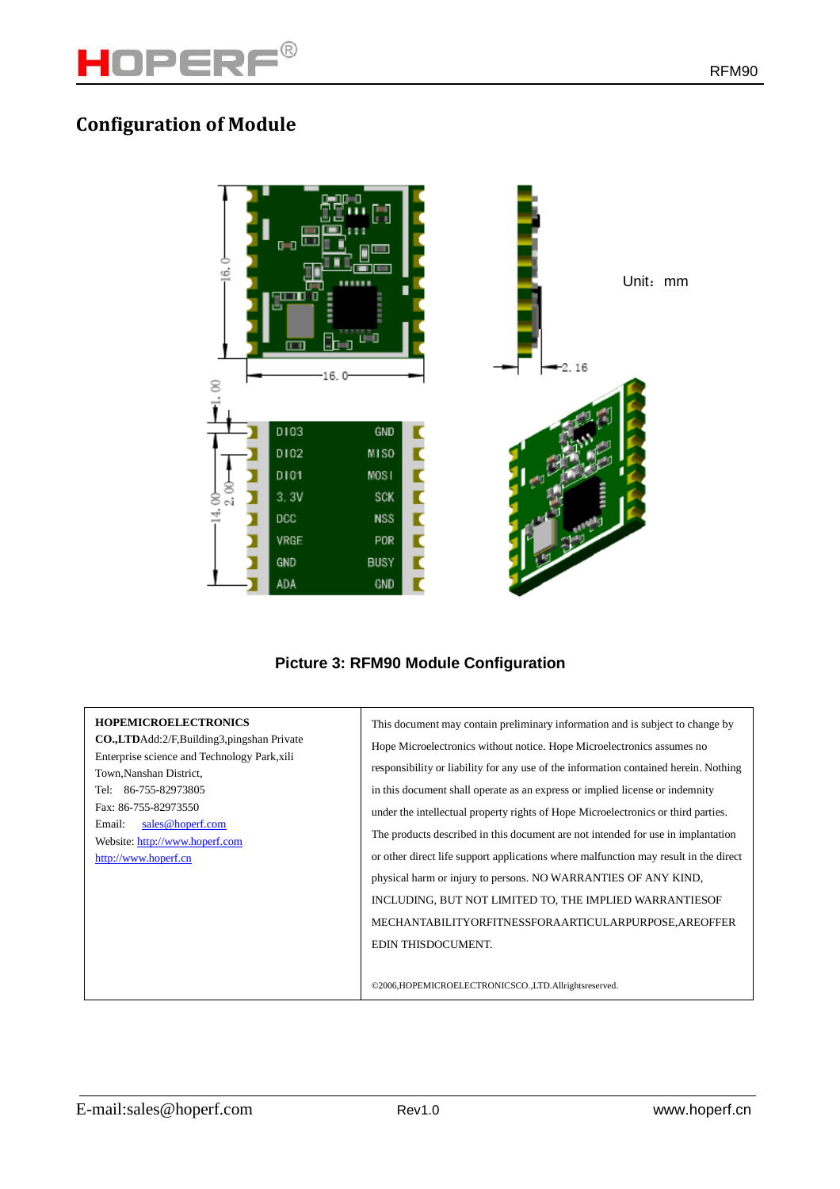## Configuration of Module

Unit：mm

16.0

16.0

2.16

1.00

14.00

2.00

DIO3 GND
DIO2 MISO
DIO1 MOSI
3.3V SCK
DCC NSS
VRGE POR
GND BUSY
ADA GND

Picture 3: RFM90 Module Configuration

| | |
|---|---|
| **HOPEMICROELECTRONICS CO.,LTD**Add:2/F,Building3,pingshan Private Enterprise science and Technology Park,xili Town,Nanshan District,<br>Tel: 86-755-82973805<br>Fax: 86-755-82973550<br>Email: sales@hoperf.com<br>Website: http://www.hoperf.com<br>http://www.hoperf.cn | This document may contain preliminary information and is subject to change by Hope Microelectronics without notice. Hope Microelectronics assumes no responsibility or liability for any use of the information contained herein. Nothing in this document shall operate as an express or implied license or indemnity under the intellectual property rights of Hope Microelectronics or third parties. The products described in this document are not intended for use in implantation or other direct life support applications where malfunction may result in the direct physical harm or injury to persons. NO WARRANTIES OF ANY KIND, INCLUDING, BUT NOT LIMITED TO, THE IMPLIED WARRANTIESOF MECHANTABILITYORFITNESSFORAARTICULARPURPOSE,AREOFFER EDIN THISDOCUMENT.<br><br>©2006,HOPEMICROELECTRONICSCO.,LTD.Allrightsreserved. |